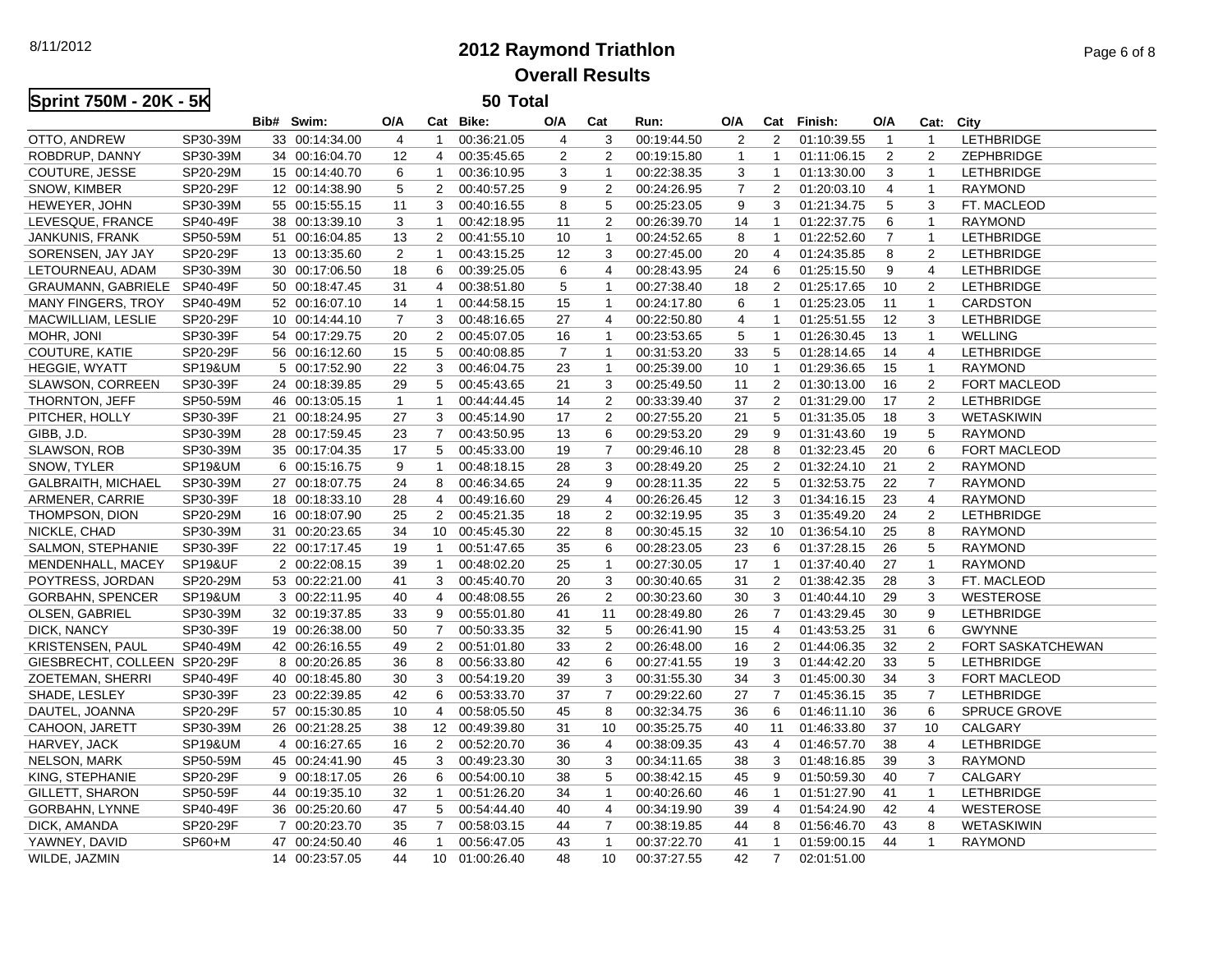# 2012 Raymond Triathlon

## Overall Results

**Sprint 750M - 20K - 5K** — 50 Total

| Name | Category | Bib# | Swim: | O/A | Cat | Bike: | O/A | Cat | Run: | O/A | Cat | Finish: | O/A | Cat: | City |
|---|---|---|---|---|---|---|---|---|---|---|---|---|---|---|---|
| OTTO, ANDREW | SP30-39M | 33 | 00:14:34.00 | 4 | 1 | 00:36:21.05 | 4 | 3 | 00:19:44.50 | 2 | 2 | 01:10:39.55 | 1 | 1 | LETHBRIDGE |
| ROBDRUP, DANNY | SP30-39M | 34 | 00:16:04.70 | 12 | 4 | 00:35:45.65 | 2 | 2 | 00:19:15.80 | 1 | 1 | 01:11:06.15 | 2 | 2 | ZEPHBRIDGE |
| COUTURE, JESSE | SP20-29M | 15 | 00:14:40.70 | 6 | 1 | 00:36:10.95 | 3 | 1 | 00:22:38.35 | 3 | 1 | 01:13:30.00 | 3 | 1 | LETHBRIDGE |
| SNOW, KIMBER | SP20-29F | 12 | 00:14:38.90 | 5 | 2 | 00:40:57.25 | 9 | 2 | 00:24:26.95 | 7 | 2 | 01:20:03.10 | 4 | 1 | RAYMOND |
| HEWEYER, JOHN | SP30-39M | 55 | 00:15:55.15 | 11 | 3 | 00:40:16.55 | 8 | 5 | 00:25:23.05 | 9 | 3 | 01:21:34.75 | 5 | 3 | FT. MACLEOD |
| LEVESQUE, FRANCE | SP40-49F | 38 | 00:13:39.10 | 3 | 1 | 00:42:18.95 | 11 | 2 | 00:26:39.70 | 14 | 1 | 01:22:37.75 | 6 | 1 | RAYMOND |
| JANKUNIS, FRANK | SP50-59M | 51 | 00:16:04.85 | 13 | 2 | 00:41:55.10 | 10 | 1 | 00:24:52.65 | 8 | 1 | 01:22:52.60 | 7 | 1 | LETHBRIDGE |
| SORENSEN, JAY JAY | SP20-29F | 13 | 00:13:35.60 | 2 | 1 | 00:43:15.25 | 12 | 3 | 00:27:45.00 | 20 | 4 | 01:24:35.85 | 8 | 2 | LETHBRIDGE |
| LETOURNEAU, ADAM | SP30-39M | 30 | 00:17:06.50 | 18 | 6 | 00:39:25.05 | 6 | 4 | 00:28:43.95 | 24 | 6 | 01:25:15.50 | 9 | 4 | LETHBRIDGE |
| GRAUMANN, GABRIELE | SP40-49F | 50 | 00:18:47.45 | 31 | 4 | 00:38:51.80 | 5 | 1 | 00:27:38.40 | 18 | 2 | 01:25:17.65 | 10 | 2 | LETHBRIDGE |
| MANY FINGERS, TROY | SP40-49M | 52 | 00:16:07.10 | 14 | 1 | 00:44:58.15 | 15 | 1 | 00:24:17.80 | 6 | 1 | 01:25:23.05 | 11 | 1 | CARDSTON |
| MACWILLIAM, LESLIE | SP20-29F | 10 | 00:14:44.10 | 7 | 3 | 00:48:16.65 | 27 | 4 | 00:22:50.80 | 4 | 1 | 01:25:51.55 | 12 | 3 | LETHBRIDGE |
| MOHR, JONI | SP30-39F | 54 | 00:17:29.75 | 20 | 2 | 00:45:07.05 | 16 | 1 | 00:23:53.65 | 5 | 1 | 01:26:30.45 | 13 | 1 | WELLING |
| COUTURE, KATIE | SP20-29F | 56 | 00:16:12.60 | 15 | 5 | 00:40:08.85 | 7 | 1 | 00:31:53.20 | 33 | 5 | 01:28:14.65 | 14 | 4 | LETHBRIDGE |
| HEGGIE, WYATT | SP19&UM | 5 | 00:17:52.90 | 22 | 3 | 00:46:04.75 | 23 | 1 | 00:25:39.00 | 10 | 1 | 01:29:36.65 | 15 | 1 | RAYMOND |
| SLAWSON, CORREEN | SP30-39F | 24 | 00:18:39.85 | 29 | 5 | 00:45:43.65 | 21 | 3 | 00:25:49.50 | 11 | 2 | 01:30:13.00 | 16 | 2 | FORT MACLEOD |
| THORNTON, JEFF | SP50-59M | 46 | 00:13:05.15 | 1 | 1 | 00:44:44.45 | 14 | 2 | 00:33:39.40 | 37 | 2 | 01:31:29.00 | 17 | 2 | LETHBRIDGE |
| PITCHER, HOLLY | SP30-39F | 21 | 00:18:24.95 | 27 | 3 | 00:45:14.90 | 17 | 2 | 00:27:55.20 | 21 | 5 | 01:31:35.05 | 18 | 3 | WETASKIWIN |
| GIBB, J.D. | SP30-39M | 28 | 00:17:59.45 | 23 | 7 | 00:43:50.95 | 13 | 6 | 00:29:53.20 | 29 | 9 | 01:31:43.60 | 19 | 5 | RAYMOND |
| SLAWSON, ROB | SP30-39M | 35 | 00:17:04.35 | 17 | 5 | 00:45:33.00 | 19 | 7 | 00:29:46.10 | 28 | 8 | 01:32:23.45 | 20 | 6 | FORT MACLEOD |
| SNOW, TYLER | SP19&UM | 6 | 00:15:16.75 | 9 | 1 | 00:48:18.15 | 28 | 3 | 00:28:49.20 | 25 | 2 | 01:32:24.10 | 21 | 2 | RAYMOND |
| GALBRAITH, MICHAEL | SP30-39M | 27 | 00:18:07.75 | 24 | 8 | 00:46:34.65 | 24 | 9 | 00:28:11.35 | 22 | 5 | 01:32:53.75 | 22 | 7 | RAYMOND |
| ARMENER, CARRIE | SP30-39F | 18 | 00:18:33.10 | 28 | 4 | 00:49:16.60 | 29 | 4 | 00:26:26.45 | 12 | 3 | 01:34:16.15 | 23 | 4 | RAYMOND |
| THOMPSON, DION | SP20-29M | 16 | 00:18:07.90 | 25 | 2 | 00:45:21.35 | 18 | 2 | 00:32:19.95 | 35 | 3 | 01:35:49.20 | 24 | 2 | LETHBRIDGE |
| NICKLE, CHAD | SP30-39M | 31 | 00:20:23.65 | 34 | 10 | 00:45:45.30 | 22 | 8 | 00:30:45.15 | 32 | 10 | 01:36:54.10 | 25 | 8 | RAYMOND |
| SALMON, STEPHANIE | SP30-39F | 22 | 00:17:17.45 | 19 | 1 | 00:51:47.65 | 35 | 6 | 00:28:23.05 | 23 | 6 | 01:37:28.15 | 26 | 5 | RAYMOND |
| MENDENHALL, MACEY | SP19&UF | 2 | 00:22:08.15 | 39 | 1 | 00:48:02.20 | 25 | 1 | 00:27:30.05 | 17 | 1 | 01:37:40.40 | 27 | 1 | RAYMOND |
| POYTRESS, JORDAN | SP20-29M | 53 | 00:22:21.00 | 41 | 3 | 00:45:40.70 | 20 | 3 | 00:30:40.65 | 31 | 2 | 01:38:42.35 | 28 | 3 | FT. MACLEOD |
| GORBAHN, SPENCER | SP19&UM | 3 | 00:22:11.95 | 40 | 4 | 00:48:08.55 | 26 | 2 | 00:30:23.60 | 30 | 3 | 01:40:44.10 | 29 | 3 | WESTEROSE |
| OLSEN, GABRIEL | SP30-39M | 32 | 00:19:37.85 | 33 | 9 | 00:55:01.80 | 41 | 11 | 00:28:49.80 | 26 | 7 | 01:43:29.45 | 30 | 9 | LETHBRIDGE |
| DICK, NANCY | SP30-39F | 19 | 00:26:38.00 | 50 | 7 | 00:50:33.35 | 32 | 5 | 00:26:41.90 | 15 | 4 | 01:43:53.25 | 31 | 6 | GWYNNE |
| KRISTENSEN, PAUL | SP40-49M | 42 | 00:26:16.55 | 49 | 2 | 00:51:01.80 | 33 | 2 | 00:26:48.00 | 16 | 2 | 01:44:06.35 | 32 | 2 | FORT SASKATCHEWAN |
| GIESBRECHT, COLLEEN | SP20-29F | 8 | 00:20:26.85 | 36 | 8 | 00:56:33.80 | 42 | 6 | 00:27:41.55 | 19 | 3 | 01:44:42.20 | 33 | 5 | LETHBRIDGE |
| ZOETEMAN, SHERRI | SP40-49F | 40 | 00:18:45.80 | 30 | 3 | 00:54:19.20 | 39 | 3 | 00:31:55.30 | 34 | 3 | 01:45:00.30 | 34 | 3 | FORT MACLEOD |
| SHADE, LESLEY | SP30-39F | 23 | 00:22:39.85 | 42 | 6 | 00:53:33.70 | 37 | 7 | 00:29:22.60 | 27 | 7 | 01:45:36.15 | 35 | 7 | LETHBRIDGE |
| DAUTEL, JOANNA | SP20-29F | 57 | 00:15:30.85 | 10 | 4 | 00:58:05.50 | 45 | 8 | 00:32:34.75 | 36 | 6 | 01:46:11.10 | 36 | 6 | SPRUCE GROVE |
| CAHOON, JARETT | SP30-39M | 26 | 00:21:28.25 | 38 | 12 | 00:49:39.80 | 31 | 10 | 00:35:25.75 | 40 | 11 | 01:46:33.80 | 37 | 10 | CALGARY |
| HARVEY, JACK | SP19&UM | 4 | 00:16:27.65 | 16 | 2 | 00:52:20.70 | 36 | 4 | 00:38:09.35 | 43 | 4 | 01:46:57.70 | 38 | 4 | LETHBRIDGE |
| NELSON, MARK | SP50-59M | 45 | 00:24:41.90 | 45 | 3 | 00:49:23.30 | 30 | 3 | 00:34:11.65 | 38 | 3 | 01:48:16.85 | 39 | 3 | RAYMOND |
| KING, STEPHANIE | SP20-29F | 9 | 00:18:17.05 | 26 | 6 | 00:54:00.10 | 38 | 5 | 00:38:42.15 | 45 | 9 | 01:50:59.30 | 40 | 7 | CALGARY |
| GILLETT, SHARON | SP50-59F | 44 | 00:19:35.10 | 32 | 1 | 00:51:26.20 | 34 | 1 | 00:40:26.60 | 46 | 1 | 01:51:27.90 | 41 | 1 | LETHBRIDGE |
| GORBAHN, LYNNE | SP40-49F | 36 | 00:25:20.60 | 47 | 5 | 00:54:44.40 | 40 | 4 | 00:34:19.90 | 39 | 4 | 01:54:24.90 | 42 | 4 | WESTEROSE |
| DICK, AMANDA | SP20-29F | 7 | 00:20:23.70 | 35 | 7 | 00:58:03.15 | 44 | 7 | 00:38:19.85 | 44 | 8 | 01:56:46.70 | 43 | 8 | WETASKIWIN |
| YAWNEY, DAVID | SP60+M | 47 | 00:24:50.40 | 46 | 1 | 00:56:47.05 | 43 | 1 | 00:37:22.70 | 41 | 1 | 01:59:00.15 | 44 | 1 | RAYMOND |
| WILDE, JAZMIN | | 14 | 00:23:57.05 | 44 | 10 | 01:00:26.40 | 48 | 10 | 00:37:27.55 | 42 | 7 | 02:01:51.00 | | | |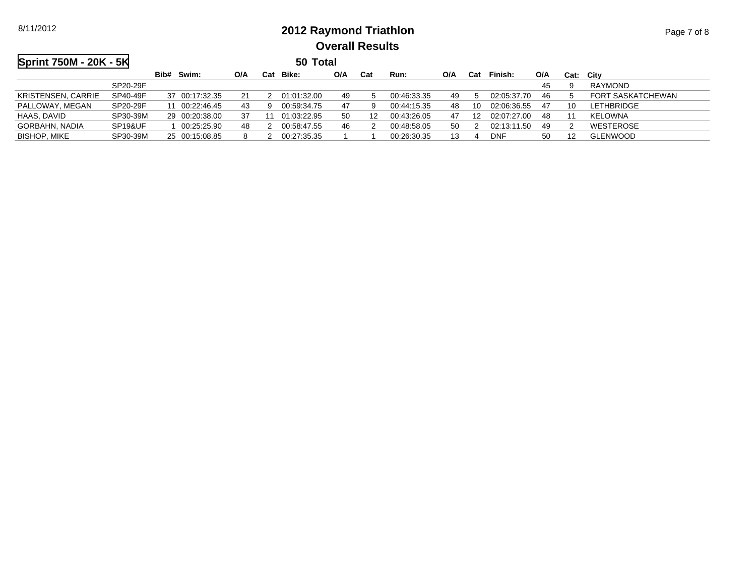# 2012 Raymond Triathlon

## Overall Results

**Sprint 750M - 20K - 5K** — **50 Total**

| | | Bib# | Swim: | O/A | Cat | Bike: | O/A | Cat | Run: | O/A | Cat | Finish: | O/A | Cat: | City |
|---|---|---|---|---|---|---|---|---|---|---|---|---|---|---|---|
| | SP20-29F | | | | | | | | | | | | 45 | 9 | RAYMOND |
| KRISTENSEN, CARRIE | SP40-49F | 37 | 00:17:32.35 | 21 | 2 | 01:01:32.00 | 49 | 5 | 00:46:33.35 | 49 | 5 | 02:05:37.70 | 46 | 5 | FORT SASKATCHEWAN |
| PALLOWAY, MEGAN | SP20-29F | 11 | 00:22:46.45 | 43 | 9 | 00:59:34.75 | 47 | 9 | 00:44:15.35 | 48 | 10 | 02:06:36.55 | 47 | 10 | LETHBRIDGE |
| HAAS, DAVID | SP30-39M | 29 | 00:20:38.00 | 37 | 11 | 01:03:22.95 | 50 | 12 | 00:43:26.05 | 47 | 12 | 02:07:27.00 | 48 | 11 | KELOWNA |
| GORBAHN, NADIA | SP19&UF | 1 | 00:25:25.90 | 48 | 2 | 00:58:47.55 | 46 | 2 | 00:48:58.05 | 50 | 2 | 02:13:11.50 | 49 | 2 | WESTEROSE |
| BISHOP, MIKE | SP30-39M | 25 | 00:15:08.85 | 8 | 2 | 00:27:35.35 | 1 | 1 | 00:26:30.35 | 13 | 4 | DNF | 50 | 12 | GLENWOOD |